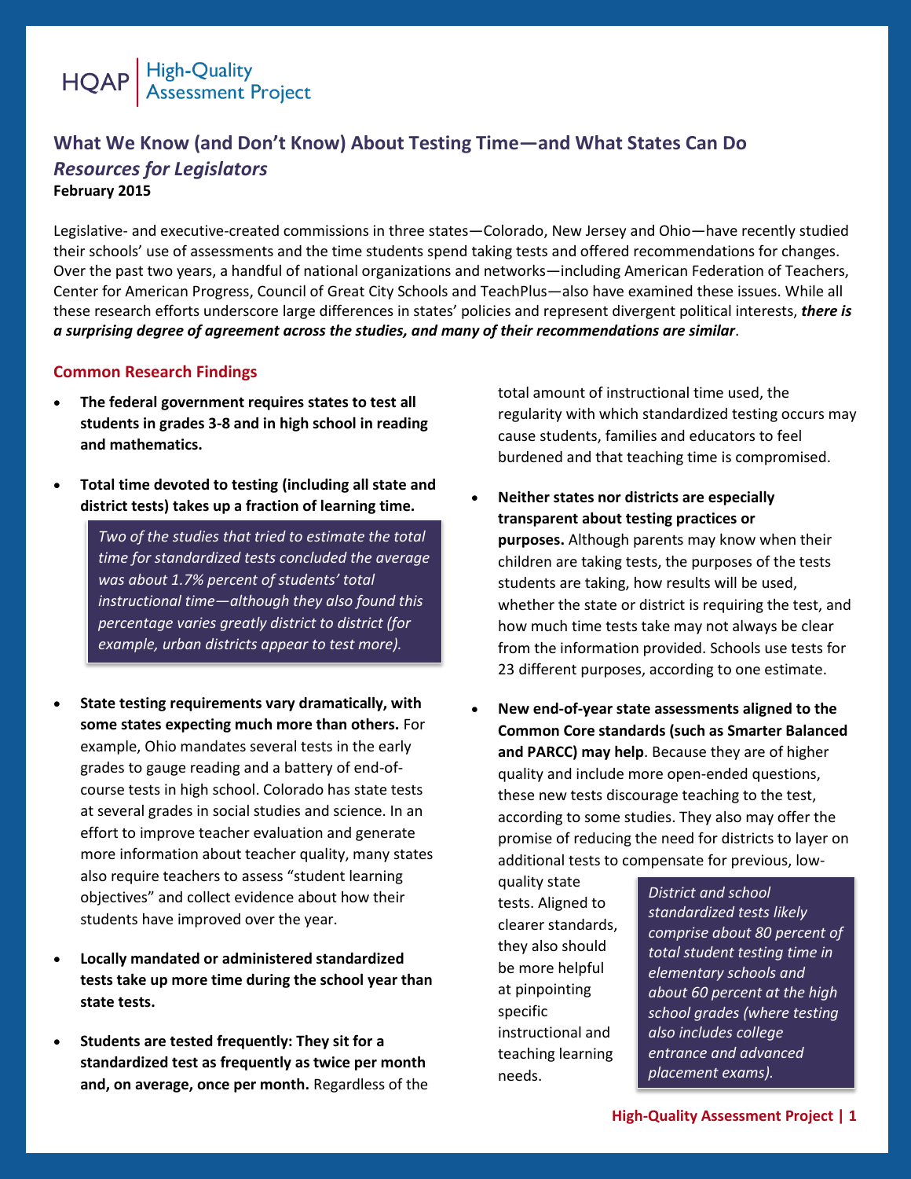HQAP | High-Quality Assessment Project

# What We Know (and Don't Know) About Testing Time—and What States Can Do

## *Resources for Legislators*

**February 2015**

Legislative- and executive-created commissions in three states—Colorado, New Jersey and Ohio—have recently studied their schools' use of assessments and the time students spend taking tests and offered recommendations for changes. Over the past two years, a handful of national organizations and networks—including American Federation of Teachers, Center for American Progress, Council of Great City Schools and TeachPlus—also have examined these issues. While all these research efforts underscore large differences in states' policies and represent divergent political interests, ***there is a surprising degree of agreement across the studies, and many of their recommendations are similar***.

### Common Research Findings

- **The federal government requires states to test all students in grades 3-8 and in high school in reading and mathematics.**

- **Total time devoted to testing (including all state and district tests) takes up a fraction of learning time.**

  > *Two of the studies that tried to estimate the total time for standardized tests concluded the average was about 1.7% percent of students' total instructional time—although they also found this percentage varies greatly district to district (for example, urban districts appear to test more).*

- **State testing requirements vary dramatically, with some states expecting much more than others.** For example, Ohio mandates several tests in the early grades to gauge reading and a battery of end-of-course tests in high school. Colorado has state tests at several grades in social studies and science. In an effort to improve teacher evaluation and generate more information about teacher quality, many states also require teachers to assess "student learning objectives" and collect evidence about how their students have improved over the year.

- **Locally mandated or administered standardized tests take up more time during the school year than state tests.**

- **Students are tested frequently: They sit for a standardized test as frequently as twice per month and, on average, once per month.** Regardless of the total amount of instructional time used, the regularity with which standardized testing occurs may cause students, families and educators to feel burdened and that teaching time is compromised.

- **Neither states nor districts are especially transparent about testing practices or purposes.** Although parents may know when their children are taking tests, the purposes of the tests students are taking, how results will be used, whether the state or district is requiring the test, and how much time tests take may not always be clear from the information provided. Schools use tests for 23 different purposes, according to one estimate.

- **New end-of-year state assessments aligned to the Common Core standards (such as Smarter Balanced and PARCC) may help**. Because they are of higher quality and include more open-ended questions, these new tests discourage teaching to the test, according to some studies. They also may offer the promise of reducing the need for districts to layer on additional tests to compensate for previous, low-quality state tests. Aligned to clearer standards, they also should be more helpful at pinpointing specific instructional and teaching learning needs.

  > *District and school standardized tests likely comprise about 80 percent of total student testing time in elementary schools and about 60 percent at the high school grades (where testing also includes college entrance and advanced placement exams).*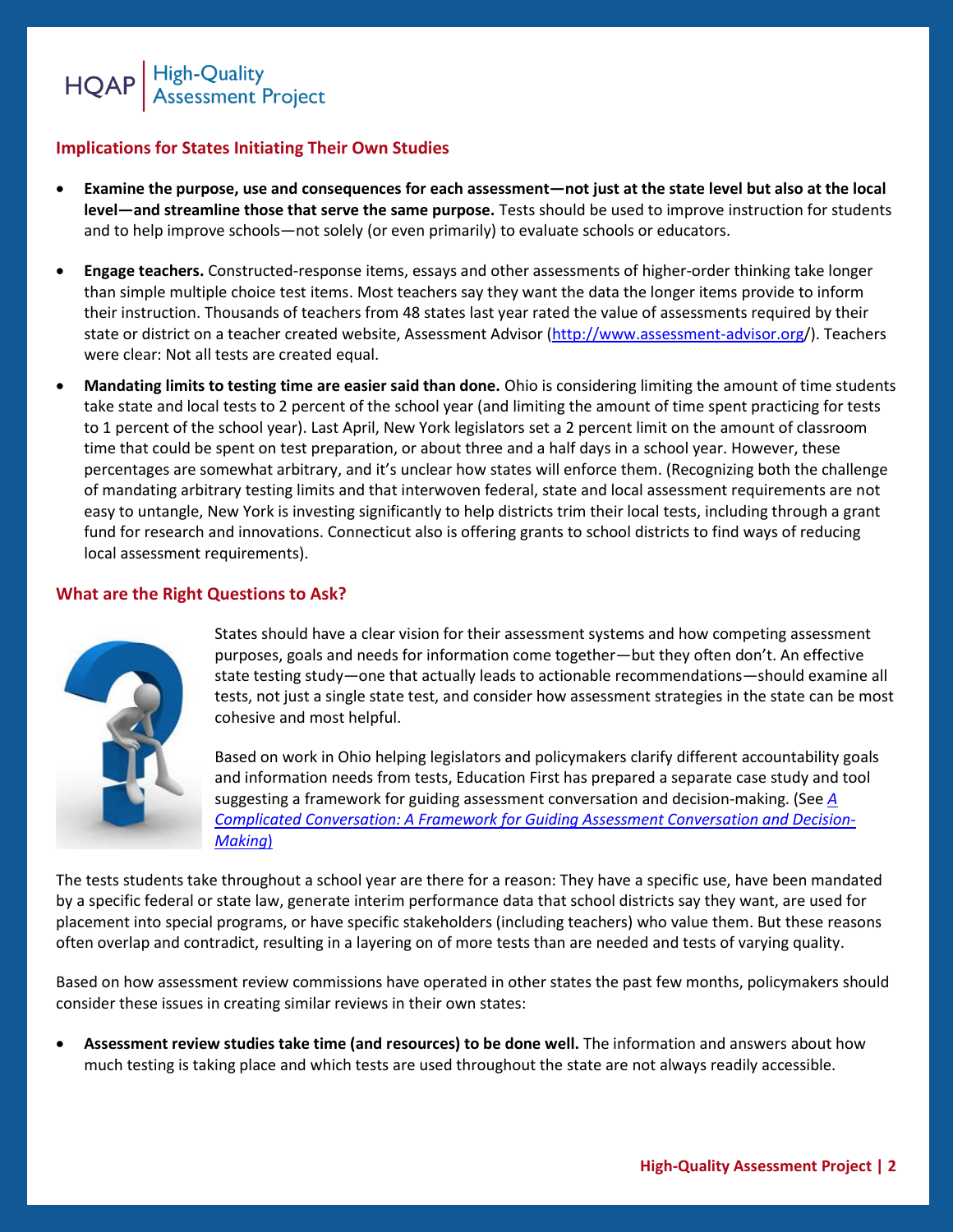## Implications for States Initiating Their Own Studies

- **Examine the purpose, use and consequences for each assessment—not just at the state level but also at the local level—and streamline those that serve the same purpose.** Tests should be used to improve instruction for students and to help improve schools—not solely (or even primarily) to evaluate schools or educators.
- **Engage teachers.** Constructed-response items, essays and other assessments of higher-order thinking take longer than simple multiple choice test items. Most teachers say they want the data the longer items provide to inform their instruction. Thousands of teachers from 48 states last year rated the value of assessments required by their state or district on a teacher created website, Assessment Advisor (http://www.assessment-advisor.org/). Teachers were clear: Not all tests are created equal.
- **Mandating limits to testing time are easier said than done.** Ohio is considering limiting the amount of time students take state and local tests to 2 percent of the school year (and limiting the amount of time spent practicing for tests to 1 percent of the school year). Last April, New York legislators set a 2 percent limit on the amount of classroom time that could be spent on test preparation, or about three and a half days in a school year. However, these percentages are somewhat arbitrary, and it's unclear how states will enforce them. (Recognizing both the challenge of mandating arbitrary testing limits and that interwoven federal, state and local assessment requirements are not easy to untangle, New York is investing significantly to help districts trim their local tests, including through a grant fund for research and innovations. Connecticut also is offering grants to school districts to find ways of reducing local assessment requirements).

## What are the Right Questions to Ask?

States should have a clear vision for their assessment systems and how competing assessment purposes, goals and needs for information come together—but they often don't. An effective state testing study—one that actually leads to actionable recommendations—should examine all tests, not just a single state test, and consider how assessment strategies in the state can be most cohesive and most helpful.

Based on work in Ohio helping legislators and policymakers clarify different accountability goals and information needs from tests, Education First has prepared a separate case study and tool suggesting a framework for guiding assessment conversation and decision-making. (See *A Complicated Conversation: A Framework for Guiding Assessment Conversation and Decision-Making*)

The tests students take throughout a school year are there for a reason: They have a specific use, have been mandated by a specific federal or state law, generate interim performance data that school districts say they want, are used for placement into special programs, or have specific stakeholders (including teachers) who value them. But these reasons often overlap and contradict, resulting in a layering on of more tests than are needed and tests of varying quality.

Based on how assessment review commissions have operated in other states the past few months, policymakers should consider these issues in creating similar reviews in their own states:

- **Assessment review studies take time (and resources) to be done well.** The information and answers about how much testing is taking place and which tests are used throughout the state are not always readily accessible.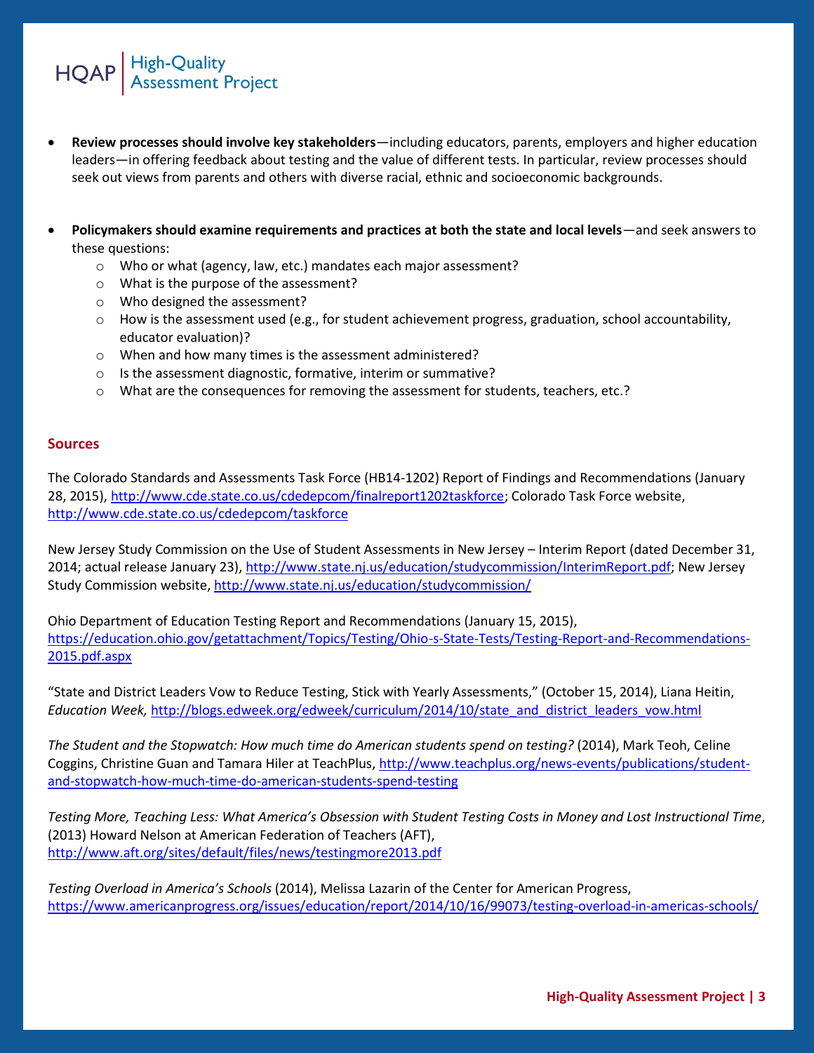- **Review processes should involve key stakeholders**—including educators, parents, employers and higher education leaders—in offering feedback about testing and the value of different tests. In particular, review processes should seek out views from parents and others with diverse racial, ethnic and socioeconomic backgrounds.

- **Policymakers should examine requirements and practices at both the state and local levels**—and seek answers to these questions:
  - Who or what (agency, law, etc.) mandates each major assessment?
  - What is the purpose of the assessment?
  - Who designed the assessment?
  - How is the assessment used (e.g., for student achievement progress, graduation, school accountability, educator evaluation)?
  - When and how many times is the assessment administered?
  - Is the assessment diagnostic, formative, interim or summative?
  - What are the consequences for removing the assessment for students, teachers, etc.?

## Sources

The Colorado Standards and Assessments Task Force (HB14-1202) Report of Findings and Recommendations (January 28, 2015), http://www.cde.state.co.us/cdedepcom/finalreport1202taskforce; Colorado Task Force website, http://www.cde.state.co.us/cdedepcom/taskforce

New Jersey Study Commission on the Use of Student Assessments in New Jersey – Interim Report (dated December 31, 2014; actual release January 23), http://www.state.nj.us/education/studycommission/InterimReport.pdf; New Jersey Study Commission website, http://www.state.nj.us/education/studycommission/

Ohio Department of Education Testing Report and Recommendations (January 15, 2015), https://education.ohio.gov/getattachment/Topics/Testing/Ohio-s-State-Tests/Testing-Report-and-Recommendations-2015.pdf.aspx

"State and District Leaders Vow to Reduce Testing, Stick with Yearly Assessments," (October 15, 2014), Liana Heitin, *Education Week,* http://blogs.edweek.org/edweek/curriculum/2014/10/state_and_district_leaders_vow.html

*The Student and the Stopwatch: How much time do American students spend on testing?* (2014), Mark Teoh, Celine Coggins, Christine Guan and Tamara Hiler at TeachPlus, http://www.teachplus.org/news-events/publications/student-and-stopwatch-how-much-time-do-american-students-spend-testing

*Testing More, Teaching Less: What America's Obsession with Student Testing Costs in Money and Lost Instructional Time*, (2013) Howard Nelson at American Federation of Teachers (AFT), http://www.aft.org/sites/default/files/news/testingmore2013.pdf

*Testing Overload in America's Schools* (2014), Melissa Lazarin of the Center for American Progress, https://www.americanprogress.org/issues/education/report/2014/10/16/99073/testing-overload-in-americas-schools/